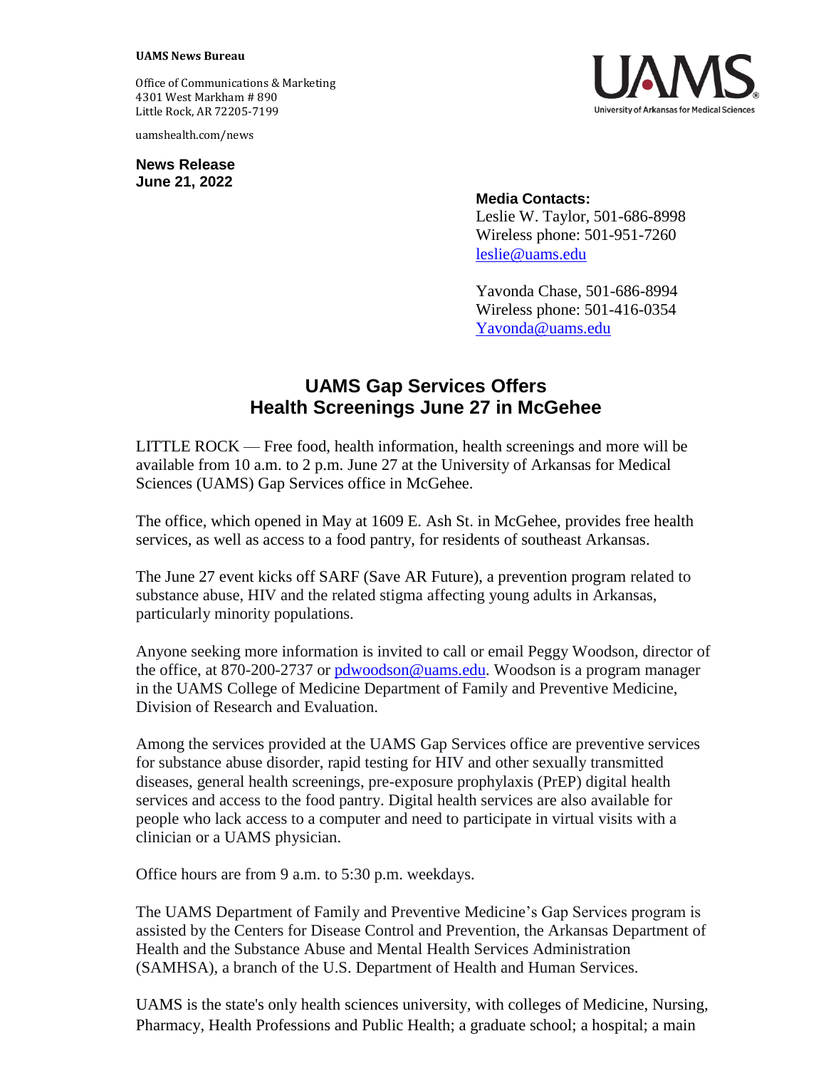**UAMS News Bureau**

Office of Communications & Marketing
4301 West Markham # 890
Little Rock, AR 72205-7199

uamshealth.com/news

UAMS
University of Arkansas for Medical Sciences

**News Release**
**June 21, 2022**

**Media Contacts:**
Leslie W. Taylor, 501-686-8998
Wireless phone: 501-951-7260
leslie@uams.edu

Yavonda Chase, 501-686-8994
Wireless phone: 501-416-0354
Yavonda@uams.edu

# UAMS Gap Services Offers Health Screenings June 27 in McGehee

LITTLE ROCK — Free food, health information, health screenings and more will be available from 10 a.m. to 2 p.m. June 27 at the University of Arkansas for Medical Sciences (UAMS) Gap Services office in McGehee.

The office, which opened in May at 1609 E. Ash St. in McGehee, provides free health services, as well as access to a food pantry, for residents of southeast Arkansas.

The June 27 event kicks off SARF (Save AR Future), a prevention program related to substance abuse, HIV and the related stigma affecting young adults in Arkansas, particularly minority populations.

Anyone seeking more information is invited to call or email Peggy Woodson, director of the office, at 870-200-2737 or pdwoodson@uams.edu. Woodson is a program manager in the UAMS College of Medicine Department of Family and Preventive Medicine, Division of Research and Evaluation.

Among the services provided at the UAMS Gap Services office are preventive services for substance abuse disorder, rapid testing for HIV and other sexually transmitted diseases, general health screenings, pre-exposure prophylaxis (PrEP) digital health services and access to the food pantry. Digital health services are also available for people who lack access to a computer and need to participate in virtual visits with a clinician or a UAMS physician.

Office hours are from 9 a.m. to 5:30 p.m. weekdays.

The UAMS Department of Family and Preventive Medicine's Gap Services program is assisted by the Centers for Disease Control and Prevention, the Arkansas Department of Health and the Substance Abuse and Mental Health Services Administration (SAMHSA), a branch of the U.S. Department of Health and Human Services.

UAMS is the state's only health sciences university, with colleges of Medicine, Nursing, Pharmacy, Health Professions and Public Health; a graduate school; a hospital; a main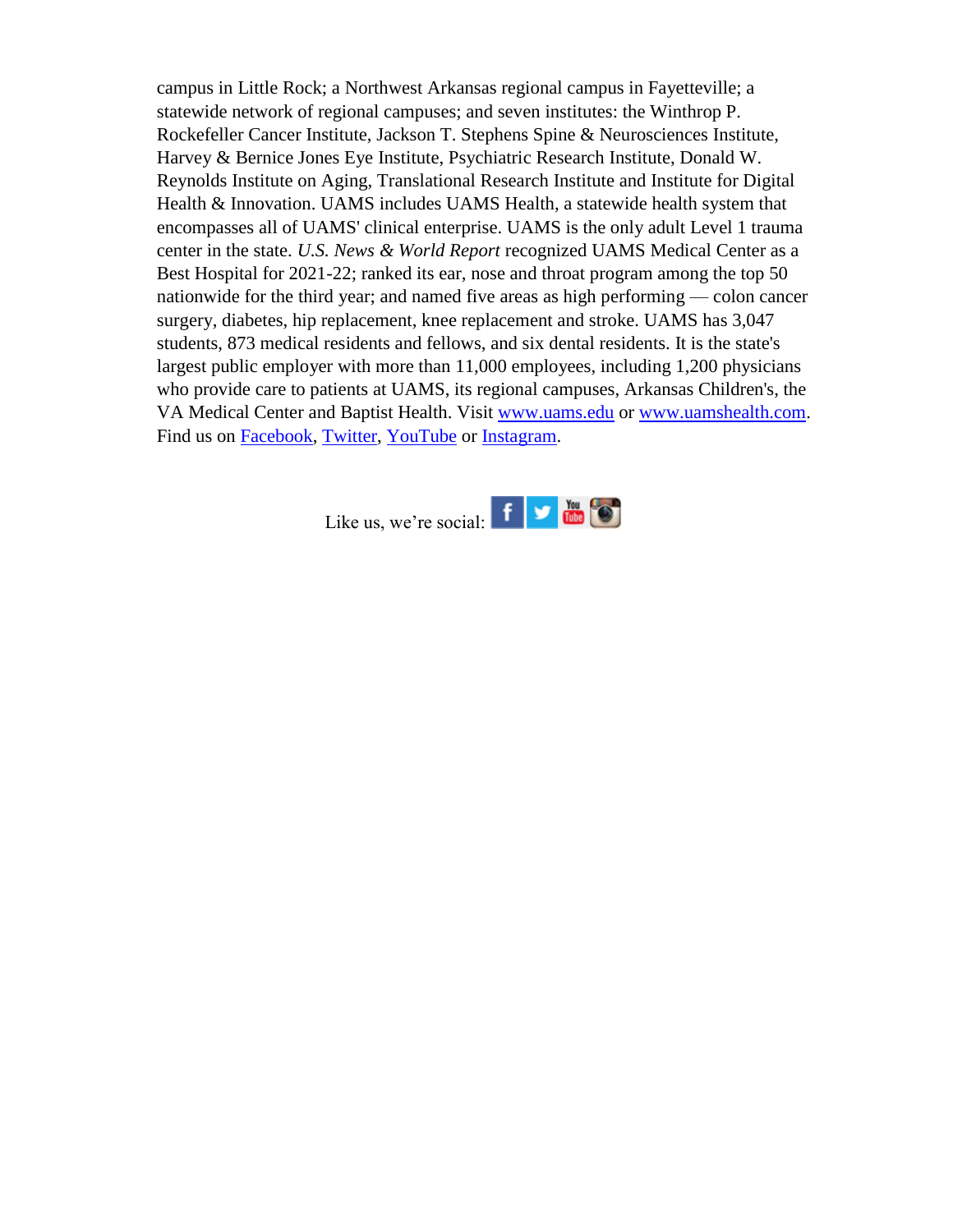campus in Little Rock; a Northwest Arkansas regional campus in Fayetteville; a statewide network of regional campuses; and seven institutes: the Winthrop P. Rockefeller Cancer Institute, Jackson T. Stephens Spine & Neurosciences Institute, Harvey & Bernice Jones Eye Institute, Psychiatric Research Institute, Donald W. Reynolds Institute on Aging, Translational Research Institute and Institute for Digital Health & Innovation. UAMS includes UAMS Health, a statewide health system that encompasses all of UAMS' clinical enterprise. UAMS is the only adult Level 1 trauma center in the state. *U.S. News & World Report* recognized UAMS Medical Center as a Best Hospital for 2021-22; ranked its ear, nose and throat program among the top 50 nationwide for the third year; and named five areas as high performing — colon cancer surgery, diabetes, hip replacement, knee replacement and stroke. UAMS has 3,047 students, 873 medical residents and fellows, and six dental residents. It is the state's largest public employer with more than 11,000 employees, including 1,200 physicians who provide care to patients at UAMS, its regional campuses, Arkansas Children's, the VA Medical Center and Baptist Health. Visit [www.uams.edu](www.uams.edu) or [www.uamshealth.com](www.uamshealth.com). Find us on Facebook, Twitter, YouTube or Instagram.

Like us, we're social: